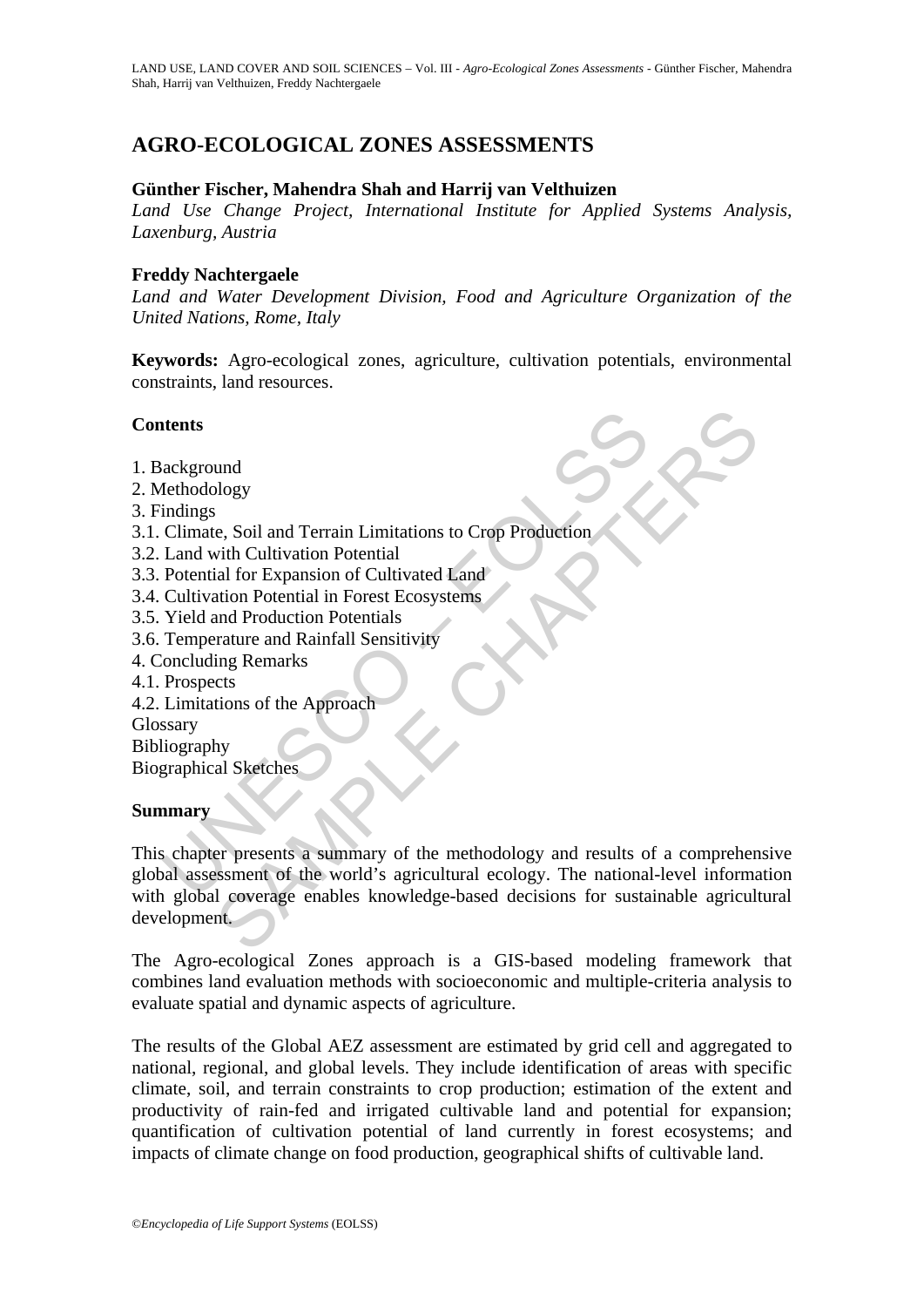# AGRO-ECOLOGICAL ZONES ASSESSMENTS

**Günther Fischer, Mahendra Shah and Harrij van Velthuizen**

*Land Use Change Project, International Institute for Applied Systems Analysis, Laxenburg, Austria*

**Freddy Nachtergaele**

*Land and Water Development Division, Food and Agriculture Organization of the United Nations, Rome, Italy*

**Keywords:** Agro-ecological zones, agriculture, cultivation potentials, environmental constraints, land resources.

## Contents

1. Background
2. Methodology
3. Findings
3.1. Climate, Soil and Terrain Limitations to Crop Production
3.2. Land with Cultivation Potential
3.3. Potential for Expansion of Cultivated Land
3.4. Cultivation Potential in Forest Ecosystems
3.5. Yield and Production Potentials
3.6. Temperature and Rainfall Sensitivity
4. Concluding Remarks
4.1. Prospects
4.2. Limitations of the Approach
Glossary
Bibliography
Biographical Sketches

## Summary

This chapter presents a summary of the methodology and results of a comprehensive global assessment of the world's agricultural ecology. The national-level information with global coverage enables knowledge-based decisions for sustainable agricultural development.

The Agro-ecological Zones approach is a GIS-based modeling framework that combines land evaluation methods with socioeconomic and multiple-criteria analysis to evaluate spatial and dynamic aspects of agriculture.

The results of the Global AEZ assessment are estimated by grid cell and aggregated to national, regional, and global levels. They include identification of areas with specific climate, soil, and terrain constraints to crop production; estimation of the extent and productivity of rain-fed and irrigated cultivable land and potential for expansion; quantification of cultivation potential of land currently in forest ecosystems; and impacts of climate change on food production, geographical shifts of cultivable land.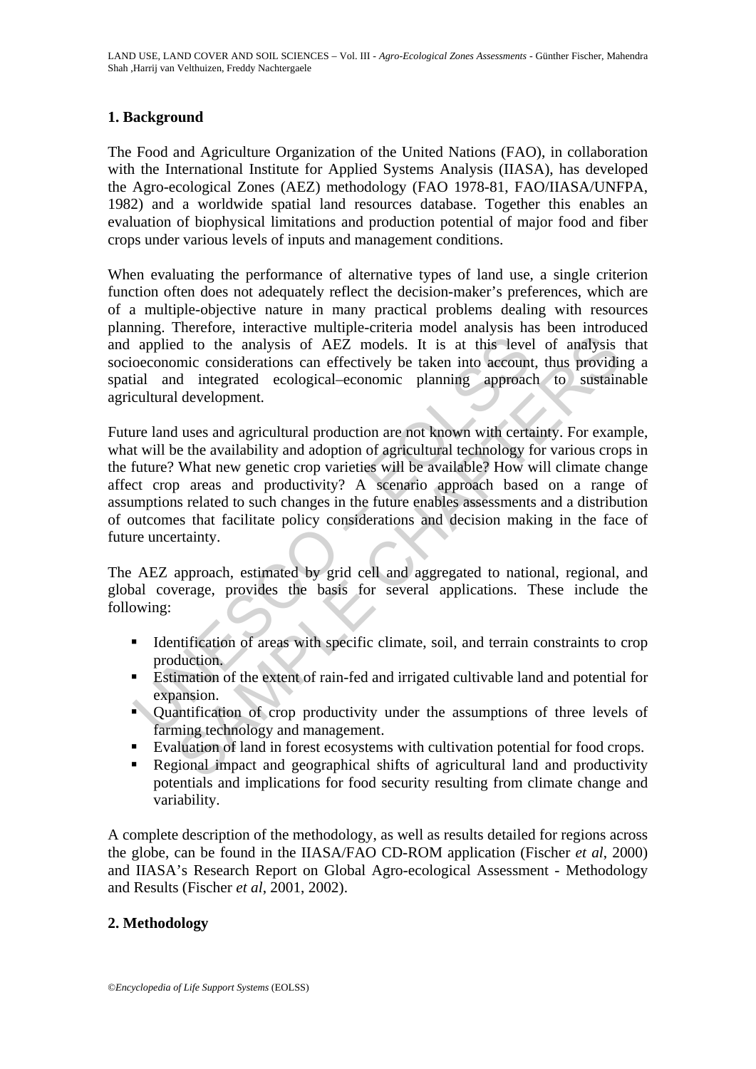## 1. Background

The Food and Agriculture Organization of the United Nations (FAO), in collaboration with the International Institute for Applied Systems Analysis (IIASA), has developed the Agro-ecological Zones (AEZ) methodology (FAO 1978-81, FAO/IIASA/UNFPA, 1982) and a worldwide spatial land resources database. Together this enables an evaluation of biophysical limitations and production potential of major food and fiber crops under various levels of inputs and management conditions.

When evaluating the performance of alternative types of land use, a single criterion function often does not adequately reflect the decision-maker's preferences, which are of a multiple-objective nature in many practical problems dealing with resources planning. Therefore, interactive multiple-criteria model analysis has been introduced and applied to the analysis of AEZ models. It is at this level of analysis that socioeconomic considerations can effectively be taken into account, thus providing a spatial and integrated ecological–economic planning approach to sustainable agricultural development.

Future land uses and agricultural production are not known with certainty. For example, what will be the availability and adoption of agricultural technology for various crops in the future? What new genetic crop varieties will be available? How will climate change affect crop areas and productivity? A scenario approach based on a range of assumptions related to such changes in the future enables assessments and a distribution of outcomes that facilitate policy considerations and decision making in the face of future uncertainty.

The AEZ approach, estimated by grid cell and aggregated to national, regional, and global coverage, provides the basis for several applications. These include the following:

- Identification of areas with specific climate, soil, and terrain constraints to crop production.
- Estimation of the extent of rain-fed and irrigated cultivable land and potential for expansion.
- Quantification of crop productivity under the assumptions of three levels of farming technology and management.
- Evaluation of land in forest ecosystems with cultivation potential for food crops.
- Regional impact and geographical shifts of agricultural land and productivity potentials and implications for food security resulting from climate change and variability.

A complete description of the methodology, as well as results detailed for regions across the globe, can be found in the IIASA/FAO CD-ROM application (Fischer *et al*, 2000) and IIASA's Research Report on Global Agro-ecological Assessment - Methodology and Results (Fischer *et al*, 2001, 2002).

## 2. Methodology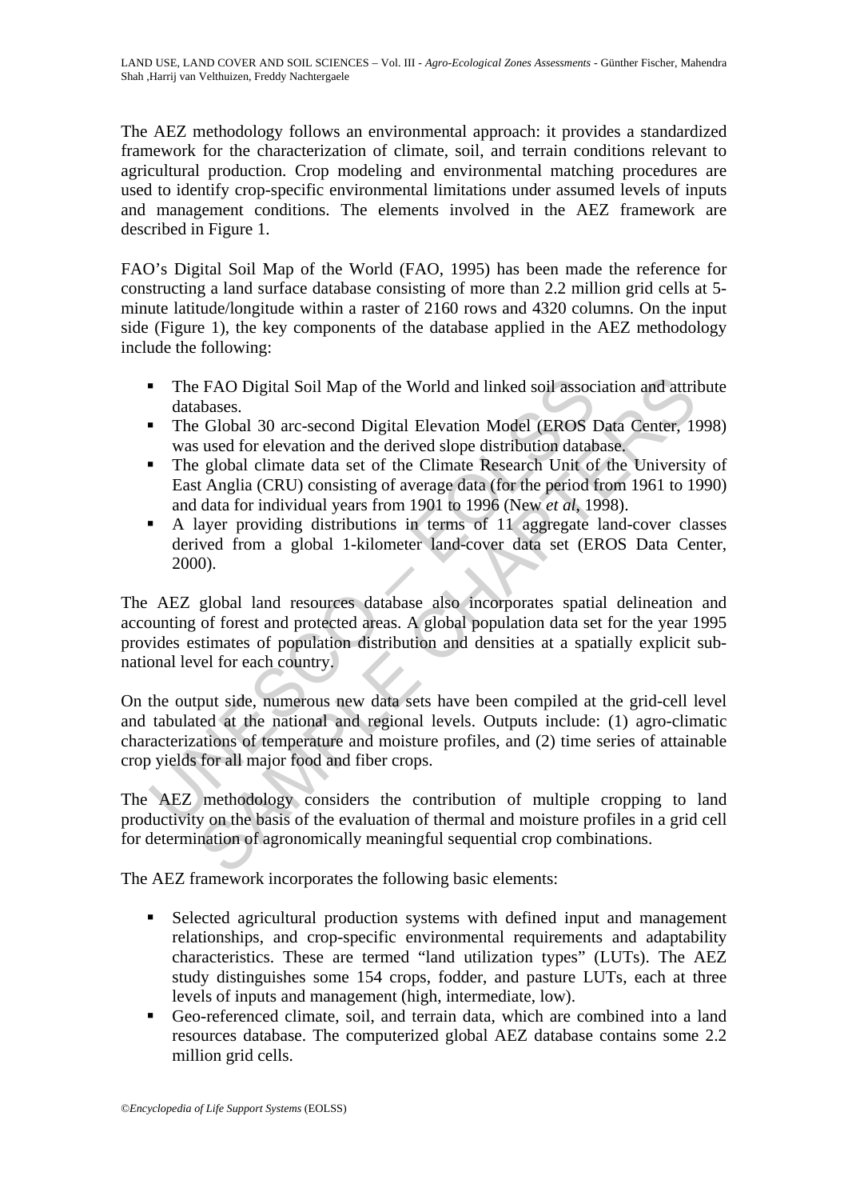The AEZ methodology follows an environmental approach: it provides a standardized framework for the characterization of climate, soil, and terrain conditions relevant to agricultural production. Crop modeling and environmental matching procedures are used to identify crop-specific environmental limitations under assumed levels of inputs and management conditions. The elements involved in the AEZ framework are described in Figure 1.

FAO's Digital Soil Map of the World (FAO, 1995) has been made the reference for constructing a land surface database consisting of more than 2.2 million grid cells at 5-minute latitude/longitude within a raster of 2160 rows and 4320 columns. On the input side (Figure 1), the key components of the database applied in the AEZ methodology include the following:

- The FAO Digital Soil Map of the World and linked soil association and attribute databases.
- The Global 30 arc-second Digital Elevation Model (EROS Data Center, 1998) was used for elevation and the derived slope distribution database.
- The global climate data set of the Climate Research Unit of the University of East Anglia (CRU) consisting of average data (for the period from 1961 to 1990) and data for individual years from 1901 to 1996 (New *et al*, 1998).
- A layer providing distributions in terms of 11 aggregate land-cover classes derived from a global 1-kilometer land-cover data set (EROS Data Center, 2000).

The AEZ global land resources database also incorporates spatial delineation and accounting of forest and protected areas. A global population data set for the year 1995 provides estimates of population distribution and densities at a spatially explicit sub-national level for each country.

On the output side, numerous new data sets have been compiled at the grid-cell level and tabulated at the national and regional levels. Outputs include: (1) agro-climatic characterizations of temperature and moisture profiles, and (2) time series of attainable crop yields for all major food and fiber crops.

The AEZ methodology considers the contribution of multiple cropping to land productivity on the basis of the evaluation of thermal and moisture profiles in a grid cell for determination of agronomically meaningful sequential crop combinations.

The AEZ framework incorporates the following basic elements:

- Selected agricultural production systems with defined input and management relationships, and crop-specific environmental requirements and adaptability characteristics. These are termed "land utilization types" (LUTs). The AEZ study distinguishes some 154 crops, fodder, and pasture LUTs, each at three levels of inputs and management (high, intermediate, low).
- Geo-referenced climate, soil, and terrain data, which are combined into a land resources database. The computerized global AEZ database contains some 2.2 million grid cells.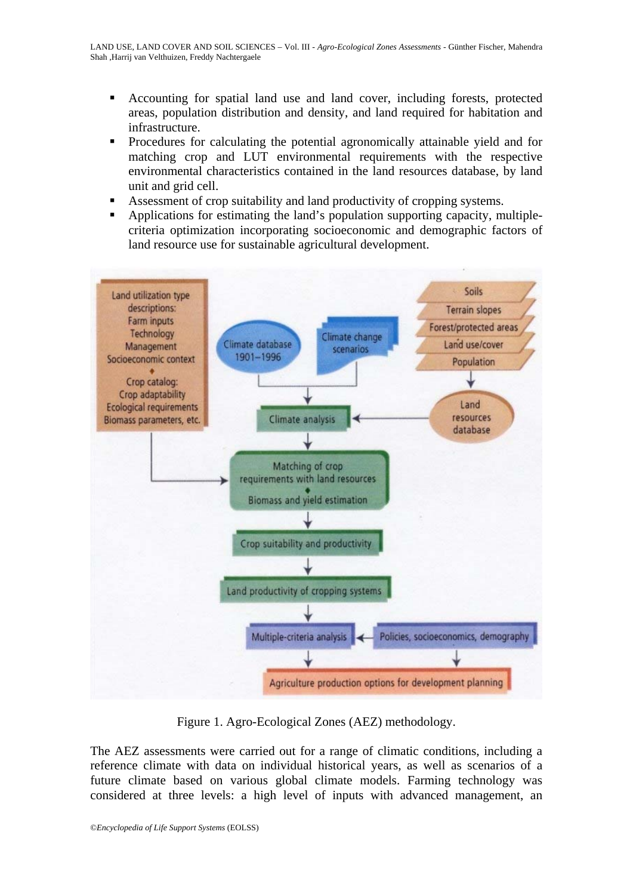- Accounting for spatial land use and land cover, including forests, protected areas, population distribution and density, and land required for habitation and infrastructure.
- Procedures for calculating the potential agronomically attainable yield and for matching crop and LUT environmental requirements with the respective environmental characteristics contained in the land resources database, by land unit and grid cell.
- Assessment of crop suitability and land productivity of cropping systems.
- Applications for estimating the land's population supporting capacity, multiple-criteria optimization incorporating socioeconomic and demographic factors of land resource use for sustainable agricultural development.

Figure 1. Agro-Ecological Zones (AEZ) methodology.

The AEZ assessments were carried out for a range of climatic conditions, including a reference climate with data on individual historical years, as well as scenarios of a future climate based on various global climate models. Farming technology was considered at three levels: a high level of inputs with advanced management, an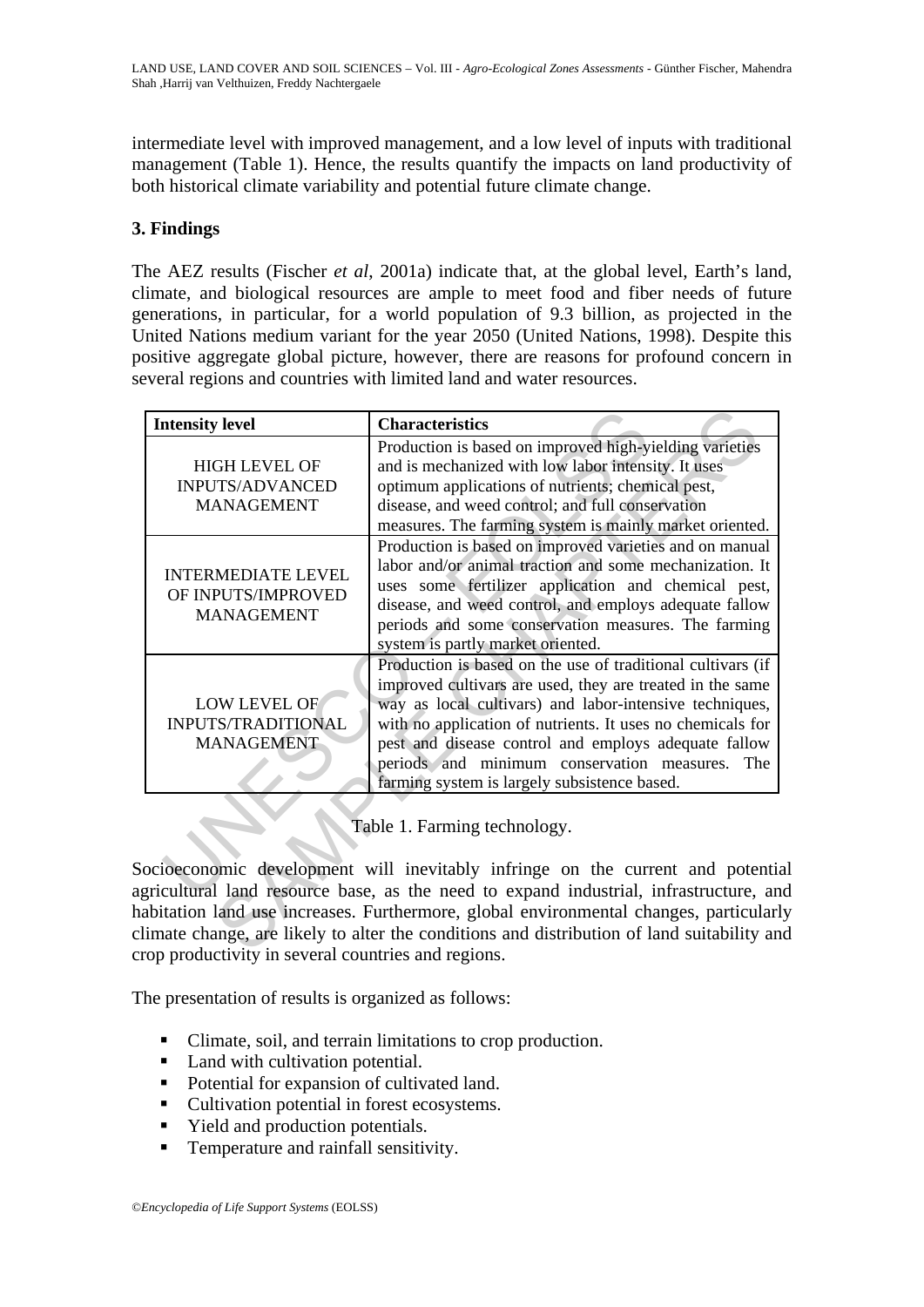intermediate level with improved management, and a low level of inputs with traditional management (Table 1). Hence, the results quantify the impacts on land productivity of both historical climate variability and potential future climate change.

## 3. Findings

The AEZ results (Fischer *et al*, 2001a) indicate that, at the global level, Earth's land, climate, and biological resources are ample to meet food and fiber needs of future generations, in particular, for a world population of 9.3 billion, as projected in the United Nations medium variant for the year 2050 (United Nations, 1998). Despite this positive aggregate global picture, however, there are reasons for profound concern in several regions and countries with limited land and water resources.

| Intensity level | Characteristics |
|---|---|
| HIGH LEVEL OF INPUTS/ADVANCED MANAGEMENT | Production is based on improved high-yielding varieties and is mechanized with low labor intensity. It uses optimum applications of nutrients; chemical pest, disease, and weed control; and full conservation measures. The farming system is mainly market oriented. |
| INTERMEDIATE LEVEL OF INPUTS/IMPROVED MANAGEMENT | Production is based on improved varieties and on manual labor and/or animal traction and some mechanization. It uses some fertilizer application and chemical pest, disease, and weed control, and employs adequate fallow periods and some conservation measures. The farming system is partly market oriented. |
| LOW LEVEL OF INPUTS/TRADITIONAL MANAGEMENT | Production is based on the use of traditional cultivars (if improved cultivars are used, they are treated in the same way as local cultivars) and labor-intensive techniques, with no application of nutrients. It uses no chemicals for pest and disease control and employs adequate fallow periods and minimum conservation measures. The farming system is largely subsistence based. |

Table 1. Farming technology.

Socioeconomic development will inevitably infringe on the current and potential agricultural land resource base, as the need to expand industrial, infrastructure, and habitation land use increases. Furthermore, global environmental changes, particularly climate change, are likely to alter the conditions and distribution of land suitability and crop productivity in several countries and regions.

The presentation of results is organized as follows:

- Climate, soil, and terrain limitations to crop production.
- Land with cultivation potential.
- Potential for expansion of cultivated land.
- Cultivation potential in forest ecosystems.
- Yield and production potentials.
- Temperature and rainfall sensitivity.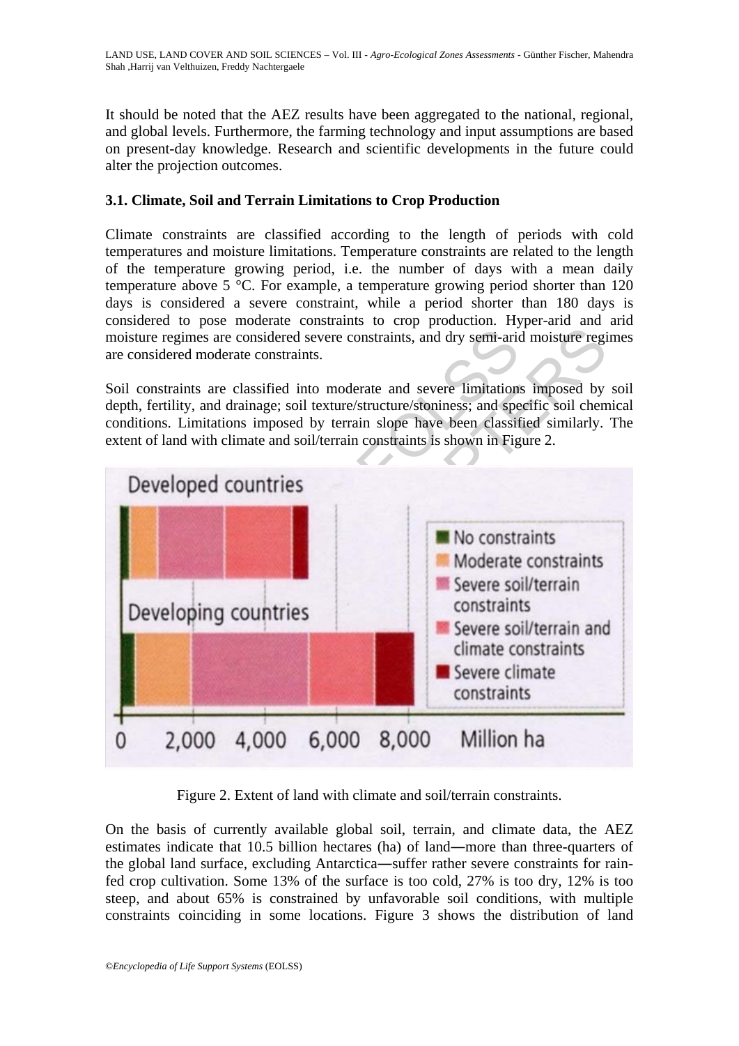It should be noted that the AEZ results have been aggregated to the national, regional, and global levels. Furthermore, the farming technology and input assumptions are based on present-day knowledge. Research and scientific developments in the future could alter the projection outcomes.

### 3.1. Climate, Soil and Terrain Limitations to Crop Production

Climate constraints are classified according to the length of periods with cold temperatures and moisture limitations. Temperature constraints are related to the length of the temperature growing period, i.e. the number of days with a mean daily temperature above 5 °C. For example, a temperature growing period shorter than 120 days is considered a severe constraint, while a period shorter than 180 days is considered to pose moderate constraints to crop production. Hyper-arid and arid moisture regimes are considered severe constraints, and dry semi-arid moisture regimes are considered moderate constraints.

Soil constraints are classified into moderate and severe limitations imposed by soil depth, fertility, and drainage; soil texture/structure/stoniness; and specific soil chemical conditions. Limitations imposed by terrain slope have been classified similarly. The extent of land with climate and soil/terrain constraints is shown in Figure 2.

Figure 2. Extent of land with climate and soil/terrain constraints.

On the basis of currently available global soil, terrain, and climate data, the AEZ estimates indicate that 10.5 billion hectares (ha) of land—more than three-quarters of the global land surface, excluding Antarctica—suffer rather severe constraints for rain-fed crop cultivation. Some 13% of the surface is too cold, 27% is too dry, 12% is too steep, and about 65% is constrained by unfavorable soil conditions, with multiple constraints coinciding in some locations. Figure 3 shows the distribution of land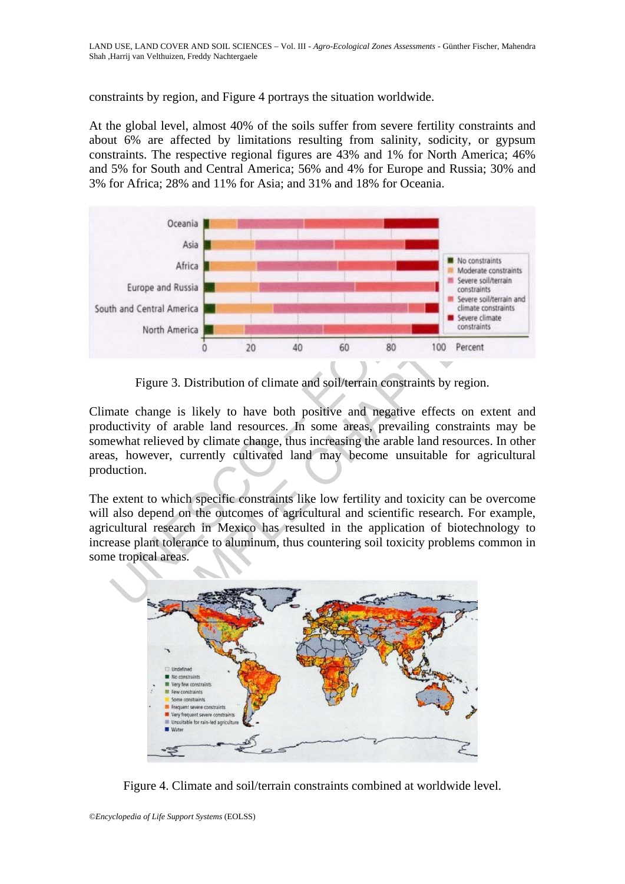constraints by region, and Figure 4 portrays the situation worldwide.

At the global level, almost 40% of the soils suffer from severe fertility constraints and about 6% are affected by limitations resulting from salinity, sodicity, or gypsum constraints. The respective regional figures are 43% and 1% for North America; 46% and 5% for South and Central America; 56% and 4% for Europe and Russia; 30% and 3% for Africa; 28% and 11% for Asia; and 31% and 18% for Oceania.

Figure 3. Distribution of climate and soil/terrain constraints by region.

Climate change is likely to have both positive and negative effects on extent and productivity of arable land resources. In some areas, prevailing constraints may be somewhat relieved by climate change, thus increasing the arable land resources. In other areas, however, currently cultivated land may become unsuitable for agricultural production.

The extent to which specific constraints like low fertility and toxicity can be overcome will also depend on the outcomes of agricultural and scientific research. For example, agricultural research in Mexico has resulted in the application of biotechnology to increase plant tolerance to aluminum, thus countering soil toxicity problems common in some tropical areas.

Figure 4. Climate and soil/terrain constraints combined at worldwide level.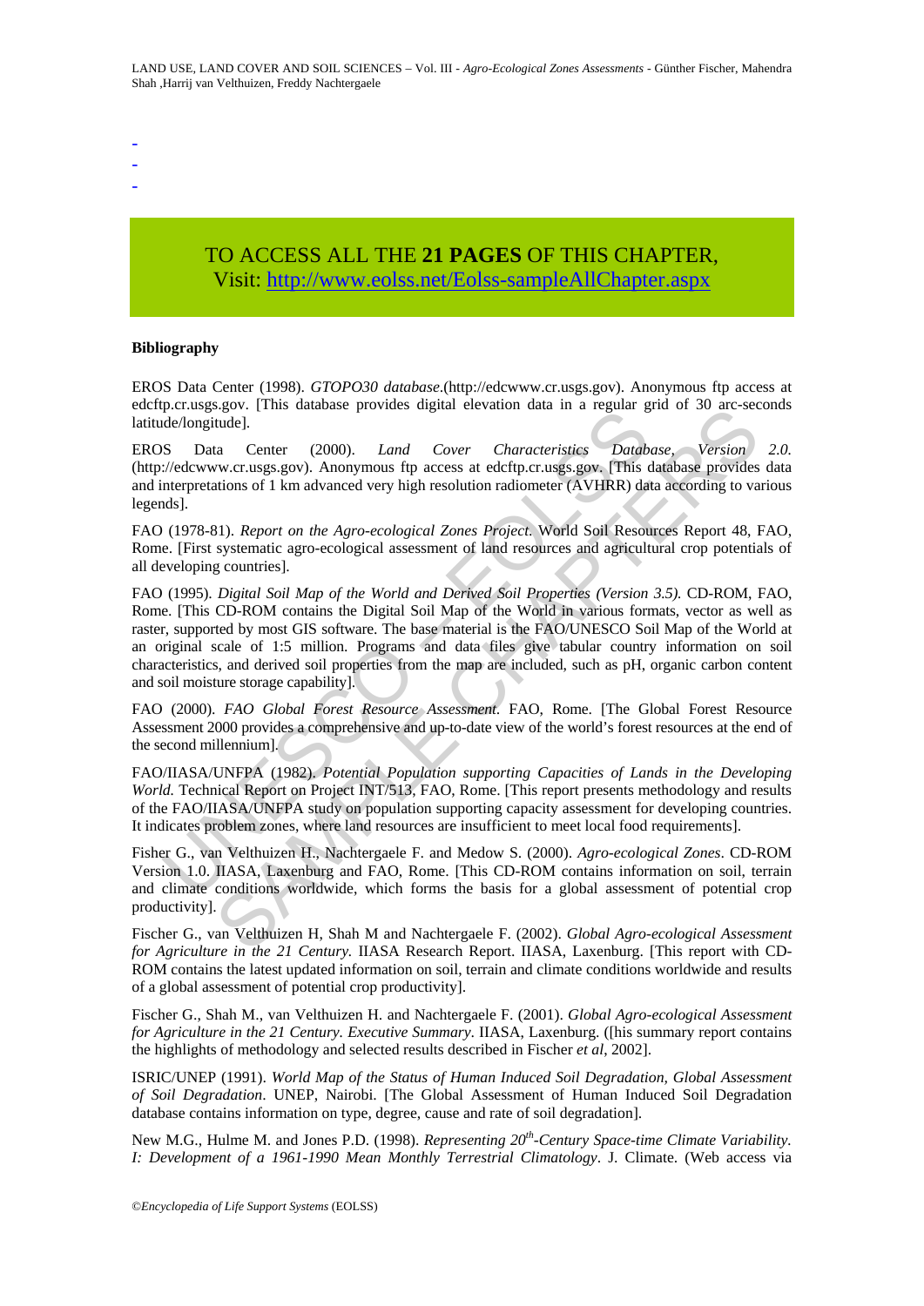-
-
-

TO ACCESS ALL THE **21 PAGES** OF THIS CHAPTER,
Visit: http://www.eolss.net/Eolss-sampleAllChapter.aspx

**Bibliography**

EROS Data Center (1998). *GTOPO30 database*.(http://edcwww.cr.usgs.gov). Anonymous ftp access at edcftp.cr.usgs.gov. [This database provides digital elevation data in a regular grid of 30 arc-seconds latitude/longitude].

EROS Data Center (2000). *Land Cover Characteristics Database, Version 2.0*. (http://edcwww.cr.usgs.gov). Anonymous ftp access at edcftp.cr.usgs.gov. [This database provides data and interpretations of 1 km advanced very high resolution radiometer (AVHRR) data according to various legends].

FAO (1978-81). *Report on the Agro-ecological Zones Project*. World Soil Resources Report 48, FAO, Rome. [First systematic agro-ecological assessment of land resources and agricultural crop potentials of all developing countries].

FAO (1995). *Digital Soil Map of the World and Derived Soil Properties (Version 3.5).* CD-ROM, FAO, Rome. [This CD-ROM contains the Digital Soil Map of the World in various formats, vector as well as raster, supported by most GIS software. The base material is the FAO/UNESCO Soil Map of the World at an original scale of 1:5 million. Programs and data files give tabular country information on soil characteristics, and derived soil properties from the map are included, such as pH, organic carbon content and soil moisture storage capability].

FAO (2000). *FAO Global Forest Resource Assessment*. FAO, Rome. [The Global Forest Resource Assessment 2000 provides a comprehensive and up-to-date view of the world's forest resources at the end of the second millennium].

FAO/IIASA/UNFPA (1982). *Potential Population supporting Capacities of Lands in the Developing World.* Technical Report on Project INT/513, FAO, Rome. [This report presents methodology and results of the FAO/IIASA/UNFPA study on population supporting capacity assessment for developing countries. It indicates problem zones, where land resources are insufficient to meet local food requirements].

Fisher G., van Velthuizen H., Nachtergaele F. and Medow S. (2000). *Agro-ecological Zones*. CD-ROM Version 1.0. IIASA, Laxenburg and FAO, Rome. [This CD-ROM contains information on soil, terrain and climate conditions worldwide, which forms the basis for a global assessment of potential crop productivity].

Fischer G., van Velthuizen H, Shah M and Nachtergaele F. (2002). *Global Agro-ecological Assessment for Agriculture in the 21 Century.* IIASA Research Report. IIASA, Laxenburg. [This report with CD-ROM contains the latest updated information on soil, terrain and climate conditions worldwide and results of a global assessment of potential crop productivity].

Fischer G., Shah M., van Velthuizen H. and Nachtergaele F. (2001). *Global Agro-ecological Assessment for Agriculture in the 21 Century. Executive Summary*. IIASA, Laxenburg. ([his summary report contains the highlights of methodology and selected results described in Fischer *et al*, 2002].

ISRIC/UNEP (1991). *World Map of the Status of Human Induced Soil Degradation, Global Assessment of Soil Degradation*. UNEP, Nairobi. [The Global Assessment of Human Induced Soil Degradation database contains information on type, degree, cause and rate of soil degradation].

New M.G., Hulme M. and Jones P.D. (1998). *Representing 20^th-Century Space-time Climate Variability. I: Development of a 1961-1990 Mean Monthly Terrestrial Climatology*. J. Climate. (Web access via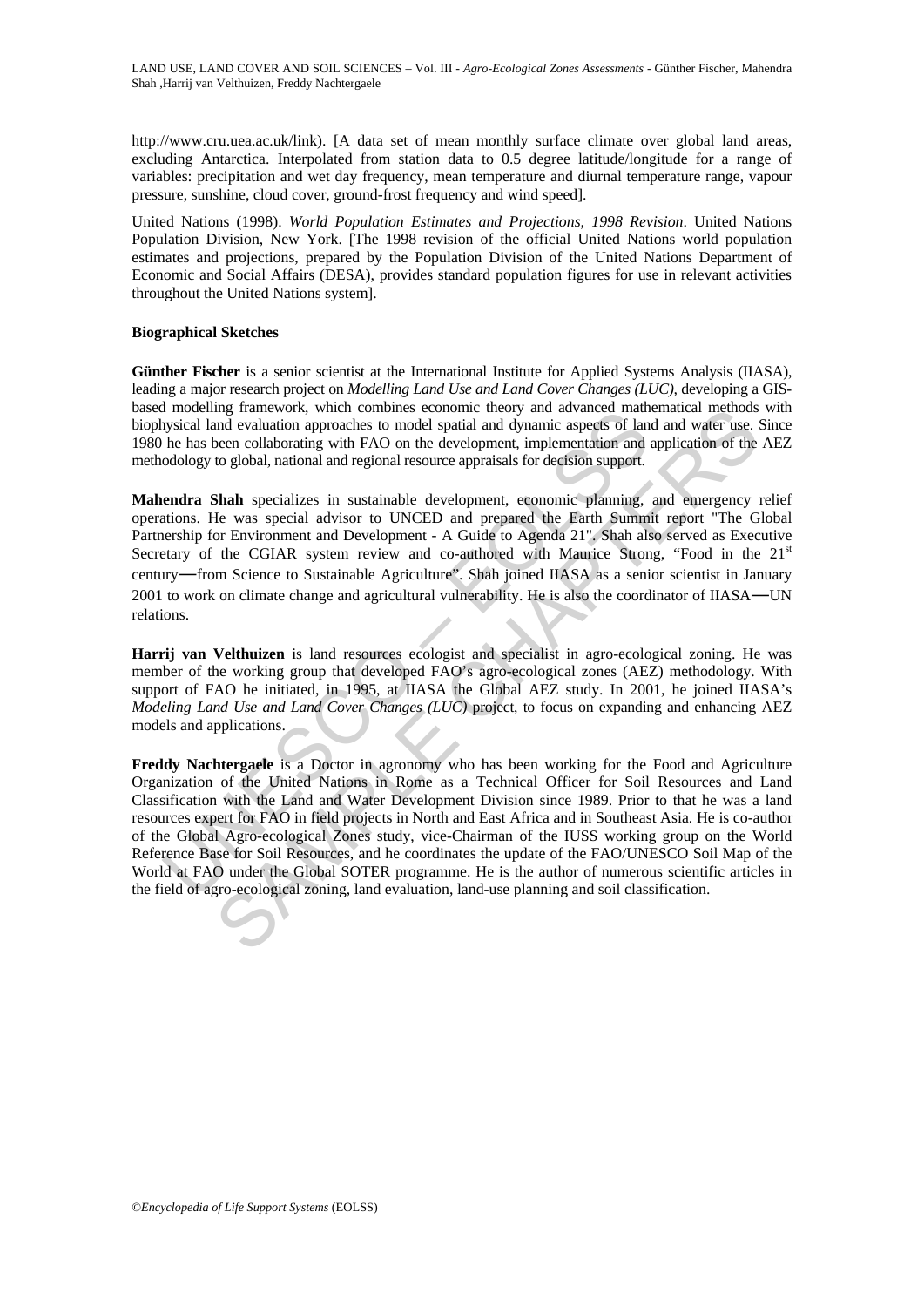http://www.cru.uea.ac.uk/link). [A data set of mean monthly surface climate over global land areas, excluding Antarctica. Interpolated from station data to 0.5 degree latitude/longitude for a range of variables: precipitation and wet day frequency, mean temperature and diurnal temperature range, vapour pressure, sunshine, cloud cover, ground-frost frequency and wind speed].

United Nations (1998). *World Population Estimates and Projections, 1998 Revision*. United Nations Population Division, New York. [The 1998 revision of the official United Nations world population estimates and projections, prepared by the Population Division of the United Nations Department of Economic and Social Affairs (DESA), provides standard population figures for use in relevant activities throughout the United Nations system].

**Biographical Sketches**

**Günther Fischer** is a senior scientist at the International Institute for Applied Systems Analysis (IIASA), leading a major research project on *Modelling Land Use and Land Cover Changes (LUC)*, developing a GIS-based modelling framework, which combines economic theory and advanced mathematical methods with biophysical land evaluation approaches to model spatial and dynamic aspects of land and water use. Since 1980 he has been collaborating with FAO on the development, implementation and application of the AEZ methodology to global, national and regional resource appraisals for decision support.

**Mahendra Shah** specializes in sustainable development, economic planning, and emergency relief operations. He was special advisor to UNCED and prepared the Earth Summit report "The Global Partnership for Environment and Development - A Guide to Agenda 21". Shah also served as Executive Secretary of the CGIAR system review and co-authored with Maurice Strong, "Food in the 21st century—from Science to Sustainable Agriculture". Shah joined IIASA as a senior scientist in January 2001 to work on climate change and agricultural vulnerability. He is also the coordinator of IIASA—UN relations.

**Harrij van Velthuizen** is land resources ecologist and specialist in agro-ecological zoning. He was member of the working group that developed FAO's agro-ecological zones (AEZ) methodology. With support of FAO he initiated, in 1995, at IIASA the Global AEZ study. In 2001, he joined IIASA's *Modeling Land Use and Land Cover Changes (LUC)* project, to focus on expanding and enhancing AEZ models and applications.

**Freddy Nachtergaele** is a Doctor in agronomy who has been working for the Food and Agriculture Organization of the United Nations in Rome as a Technical Officer for Soil Resources and Land Classification with the Land and Water Development Division since 1989. Prior to that he was a land resources expert for FAO in field projects in North and East Africa and in Southeast Asia. He is co-author of the Global Agro-ecological Zones study, vice-Chairman of the IUSS working group on the World Reference Base for Soil Resources, and he coordinates the update of the FAO/UNESCO Soil Map of the World at FAO under the Global SOTER programme. He is the author of numerous scientific articles in the field of agro-ecological zoning, land evaluation, land-use planning and soil classification.